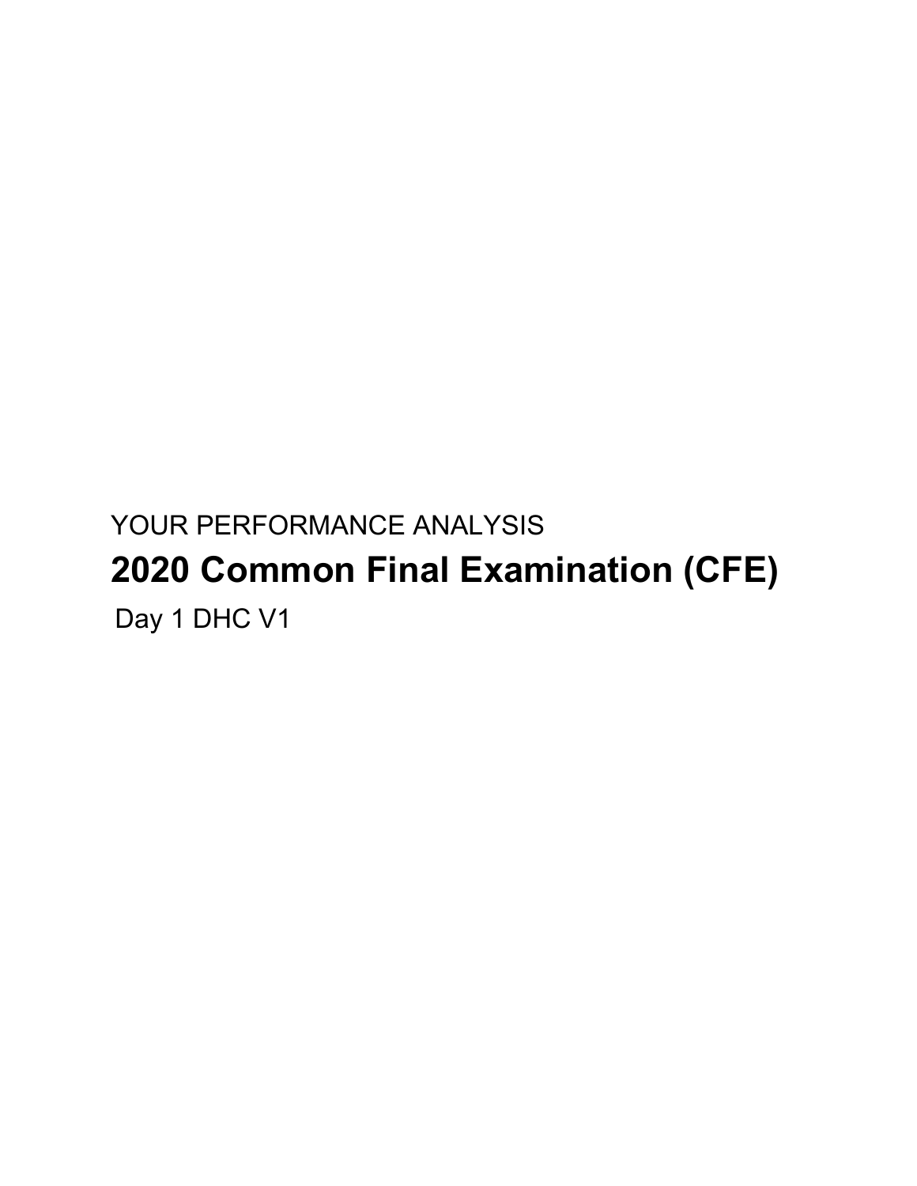YOUR PERFORMANCE ANALYSIS

# 2020 Common Final Examination (CFE)

Day 1 DHC V1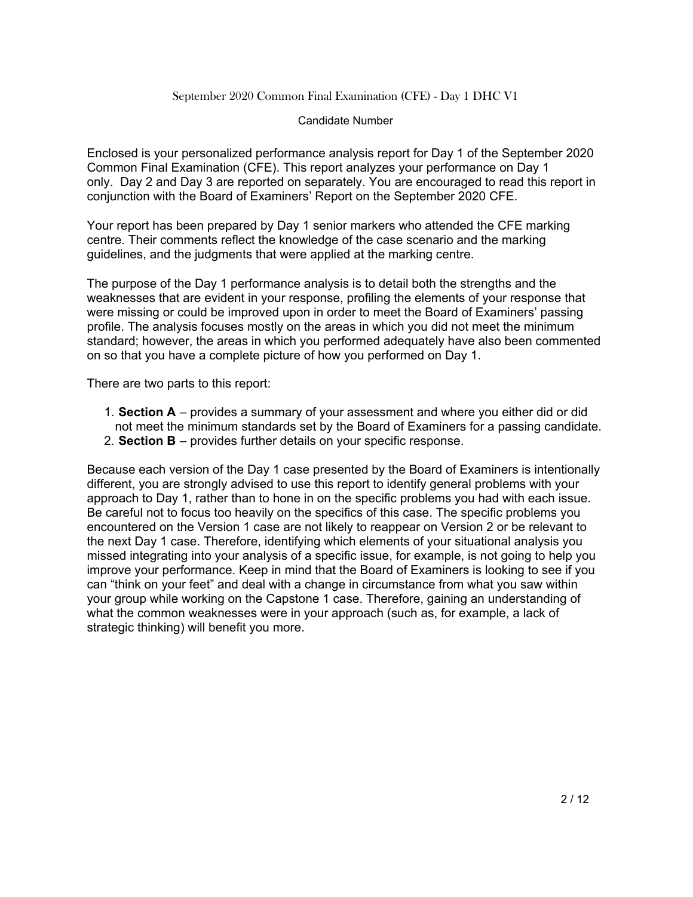September 2020 Common Final Examination (CFE) - Day 1 DHC V1

Candidate Number

Enclosed is your personalized performance analysis report for Day 1 of the September 2020 Common Final Examination (CFE). This report analyzes your performance on Day 1 only. Day 2 and Day 3 are reported on separately. You are encouraged to read this report in conjunction with the Board of Examiners' Report on the September 2020 CFE.

Your report has been prepared by Day 1 senior markers who attended the CFE marking centre. Their comments reflect the knowledge of the case scenario and the marking guidelines, and the judgments that were applied at the marking centre.

The purpose of the Day 1 performance analysis is to detail both the strengths and the weaknesses that are evident in your response, profiling the elements of your response that were missing or could be improved upon in order to meet the Board of Examiners' passing profile. The analysis focuses mostly on the areas in which you did not meet the minimum standard; however, the areas in which you performed adequately have also been commented on so that you have a complete picture of how you performed on Day 1.

There are two parts to this report:

1. **Section A** – provides a summary of your assessment and where you either did or did not meet the minimum standards set by the Board of Examiners for a passing candidate.
2. **Section B** – provides further details on your specific response.

Because each version of the Day 1 case presented by the Board of Examiners is intentionally different, you are strongly advised to use this report to identify general problems with your approach to Day 1, rather than to hone in on the specific problems you had with each issue. Be careful not to focus too heavily on the specifics of this case. The specific problems you encountered on the Version 1 case are not likely to reappear on Version 2 or be relevant to the next Day 1 case. Therefore, identifying which elements of your situational analysis you missed integrating into your analysis of a specific issue, for example, is not going to help you improve your performance. Keep in mind that the Board of Examiners is looking to see if you can "think on your feet" and deal with a change in circumstance from what you saw within your group while working on the Capstone 1 case. Therefore, gaining an understanding of what the common weaknesses were in your approach (such as, for example, a lack of strategic thinking) will benefit you more.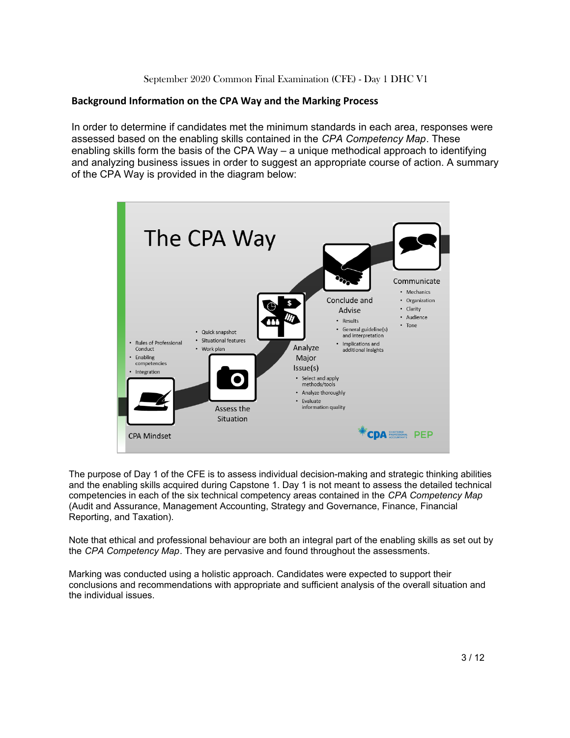## Background Information on the CPA Way and the Marking Process

In order to determine if candidates met the minimum standards in each area, responses were assessed based on the enabling skills contained in the *CPA Competency Map*. These enabling skills form the basis of the CPA Way – a unique methodical approach to identifying and analyzing business issues in order to suggest an appropriate course of action. A summary of the CPA Way is provided in the diagram below:

**The CPA Way**

- **CPA Mindset**
  - Rules of Professional Conduct
  - Enabling competencies
  - Integration
- **Assess the Situation**
  - Quick snapshot
  - Situational features
  - Work plan
- **Analyze Major Issue(s)**
  - Select and apply methods/tools
  - Analyze thoroughly
  - Evaluate information quality
- **Conclude and Advise**
  - Results
  - General guideline(s) and interpretation
  - Implications and additional insights
- **Communicate**
  - Mechanics
  - Organization
  - Clarity
  - Audience
  - Tone

The purpose of Day 1 of the CFE is to assess individual decision-making and strategic thinking abilities and the enabling skills acquired during Capstone 1. Day 1 is not meant to assess the detailed technical competencies in each of the six technical competency areas contained in the *CPA Competency Map* (Audit and Assurance, Management Accounting, Strategy and Governance, Finance, Financial Reporting, and Taxation).

Note that ethical and professional behaviour are both an integral part of the enabling skills as set out by the *CPA Competency Map*. They are pervasive and found throughout the assessments.

Marking was conducted using a holistic approach. Candidates were expected to support their conclusions and recommendations with appropriate and sufficient analysis of the overall situation and the individual issues.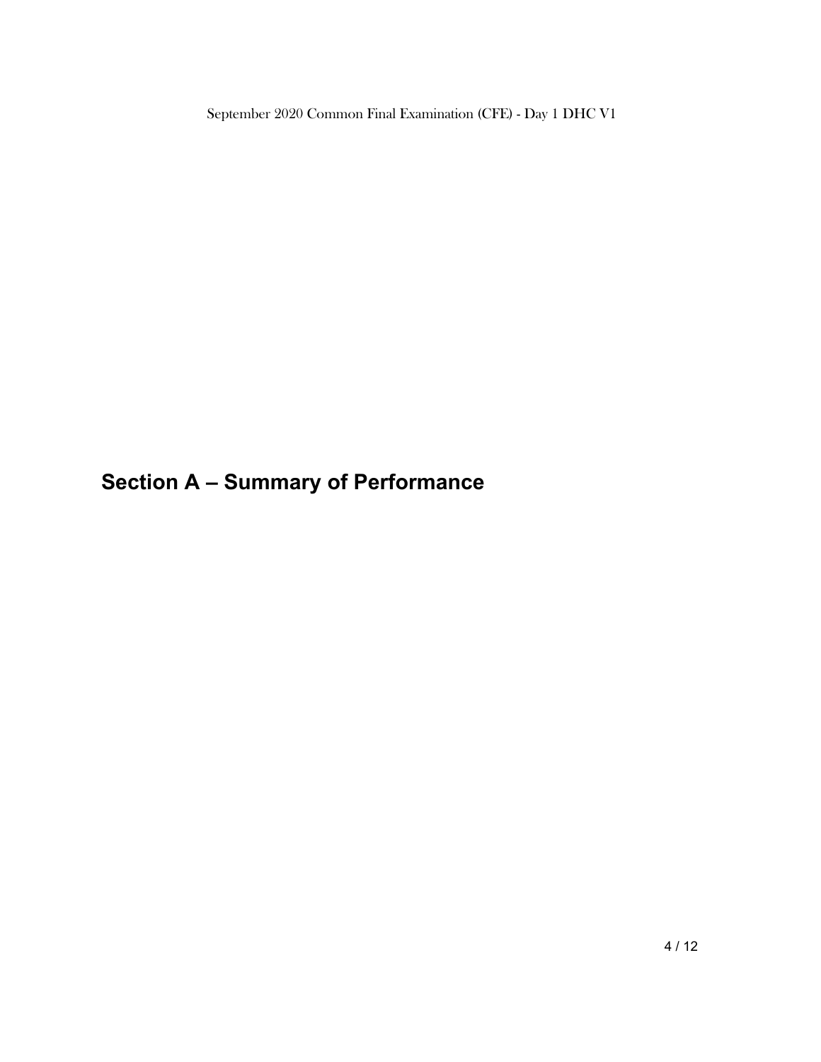## Section A – Summary of Performance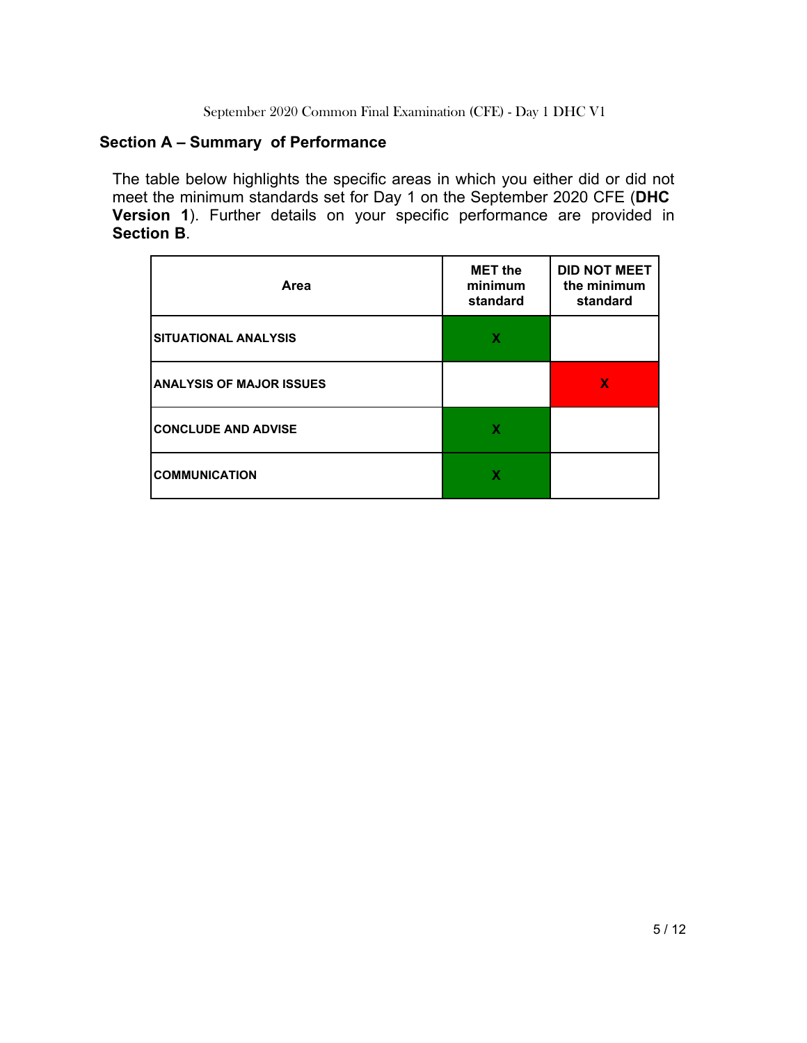## Section A – Summary of Performance

The table below highlights the specific areas in which you either did or did not meet the minimum standards set for Day 1 on the September 2020 CFE (**DHC Version 1**). Further details on your specific performance are provided in **Section B**.

| Area | MET the minimum standard | DID NOT MEET the minimum standard |
|---|---|---|
| **SITUATIONAL ANALYSIS** | X | |
| **ANALYSIS OF MAJOR ISSUES** | | X |
| **CONCLUDE AND ADVISE** | X | |
| **COMMUNICATION** | X | |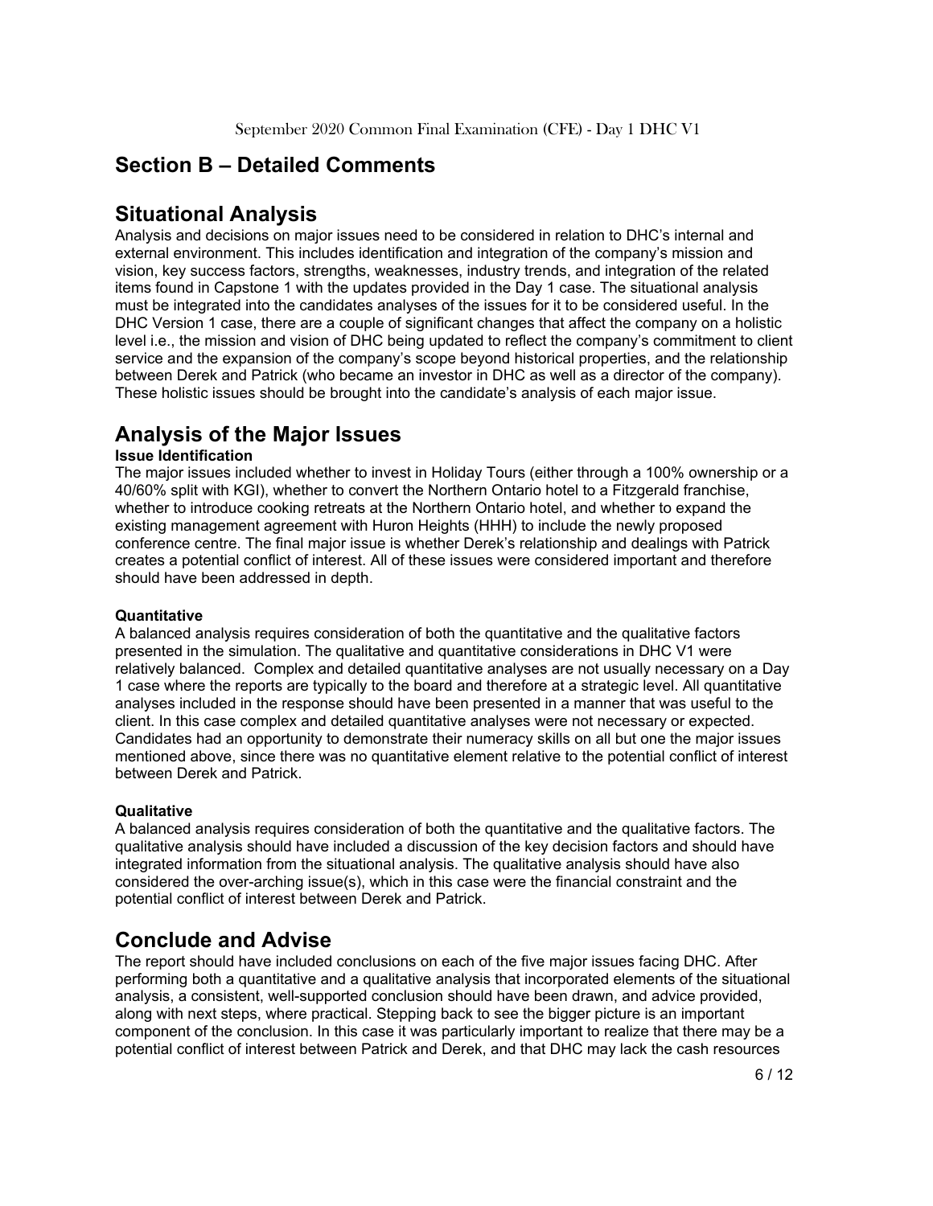## Section B – Detailed Comments

## Situational Analysis

Analysis and decisions on major issues need to be considered in relation to DHC's internal and external environment. This includes identification and integration of the company's mission and vision, key success factors, strengths, weaknesses, industry trends, and integration of the related items found in Capstone 1 with the updates provided in the Day 1 case. The situational analysis must be integrated into the candidates analyses of the issues for it to be considered useful. In the DHC Version 1 case, there are a couple of significant changes that affect the company on a holistic level i.e., the mission and vision of DHC being updated to reflect the company's commitment to client service and the expansion of the company's scope beyond historical properties, and the relationship between Derek and Patrick (who became an investor in DHC as well as a director of the company). These holistic issues should be brought into the candidate's analysis of each major issue.

## Analysis of the Major Issues

**Issue Identification**

The major issues included whether to invest in Holiday Tours (either through a 100% ownership or a 40/60% split with KGI), whether to convert the Northern Ontario hotel to a Fitzgerald franchise, whether to introduce cooking retreats at the Northern Ontario hotel, and whether to expand the existing management agreement with Huron Heights (HHH) to include the newly proposed conference centre. The final major issue is whether Derek's relationship and dealings with Patrick creates a potential conflict of interest. All of these issues were considered important and therefore should have been addressed in depth.

**Quantitative**

A balanced analysis requires consideration of both the quantitative and the qualitative factors presented in the simulation. The qualitative and quantitative considerations in DHC V1 were relatively balanced. Complex and detailed quantitative analyses are not usually necessary on a Day 1 case where the reports are typically to the board and therefore at a strategic level. All quantitative analyses included in the response should have been presented in a manner that was useful to the client. In this case complex and detailed quantitative analyses were not necessary or expected. Candidates had an opportunity to demonstrate their numeracy skills on all but one the major issues mentioned above, since there was no quantitative element relative to the potential conflict of interest between Derek and Patrick.

**Qualitative**

A balanced analysis requires consideration of both the quantitative and the qualitative factors. The qualitative analysis should have included a discussion of the key decision factors and should have integrated information from the situational analysis. The qualitative analysis should have also considered the over-arching issue(s), which in this case were the financial constraint and the potential conflict of interest between Derek and Patrick.

## Conclude and Advise

The report should have included conclusions on each of the five major issues facing DHC. After performing both a quantitative and a qualitative analysis that incorporated elements of the situational analysis, a consistent, well-supported conclusion should have been drawn, and advice provided, along with next steps, where practical. Stepping back to see the bigger picture is an important component of the conclusion. In this case it was particularly important to realize that there may be a potential conflict of interest between Patrick and Derek, and that DHC may lack the cash resources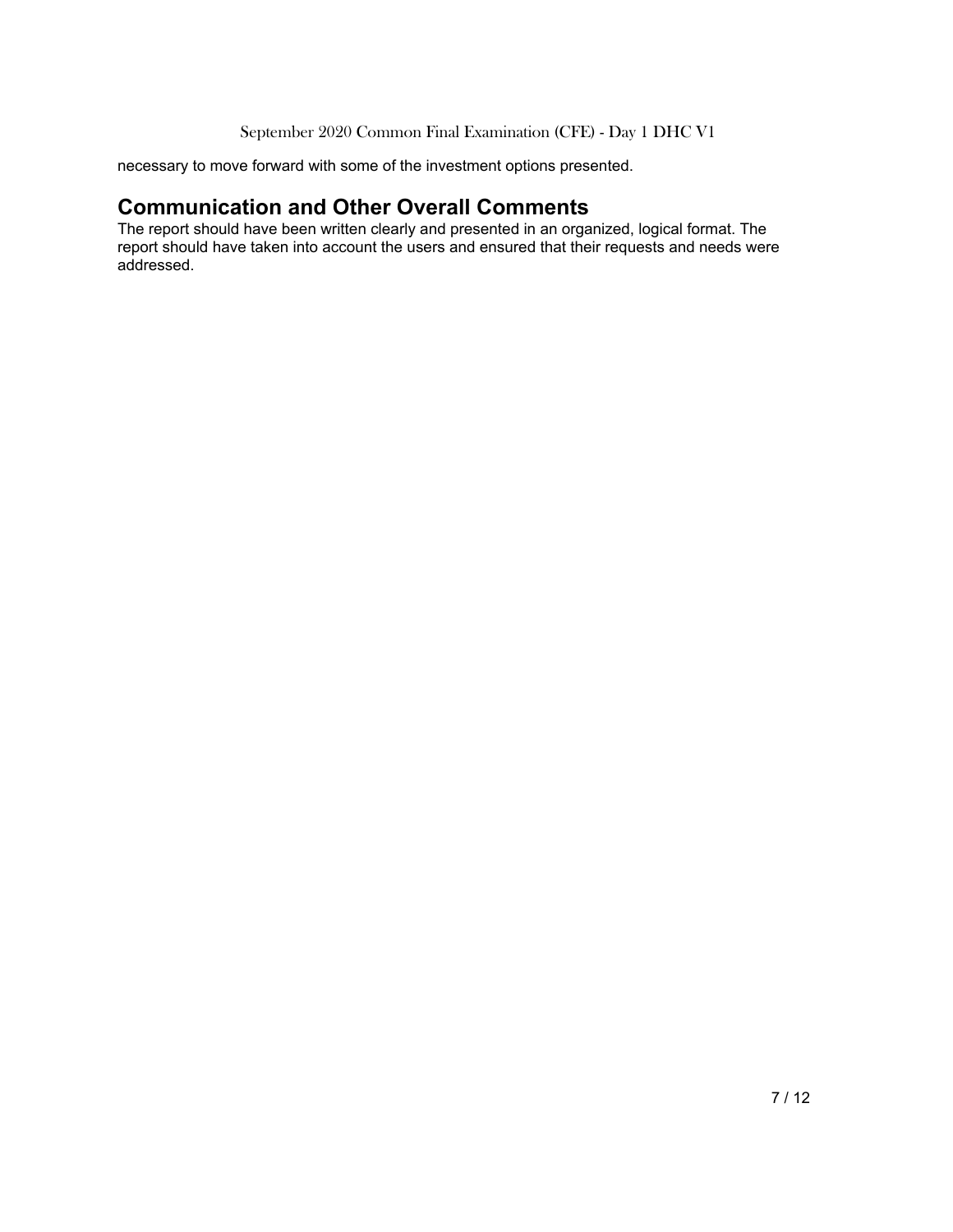necessary to move forward with some of the investment options presented.

## Communication and Other Overall Comments

The report should have been written clearly and presented in an organized, logical format. The report should have taken into account the users and ensured that their requests and needs were addressed.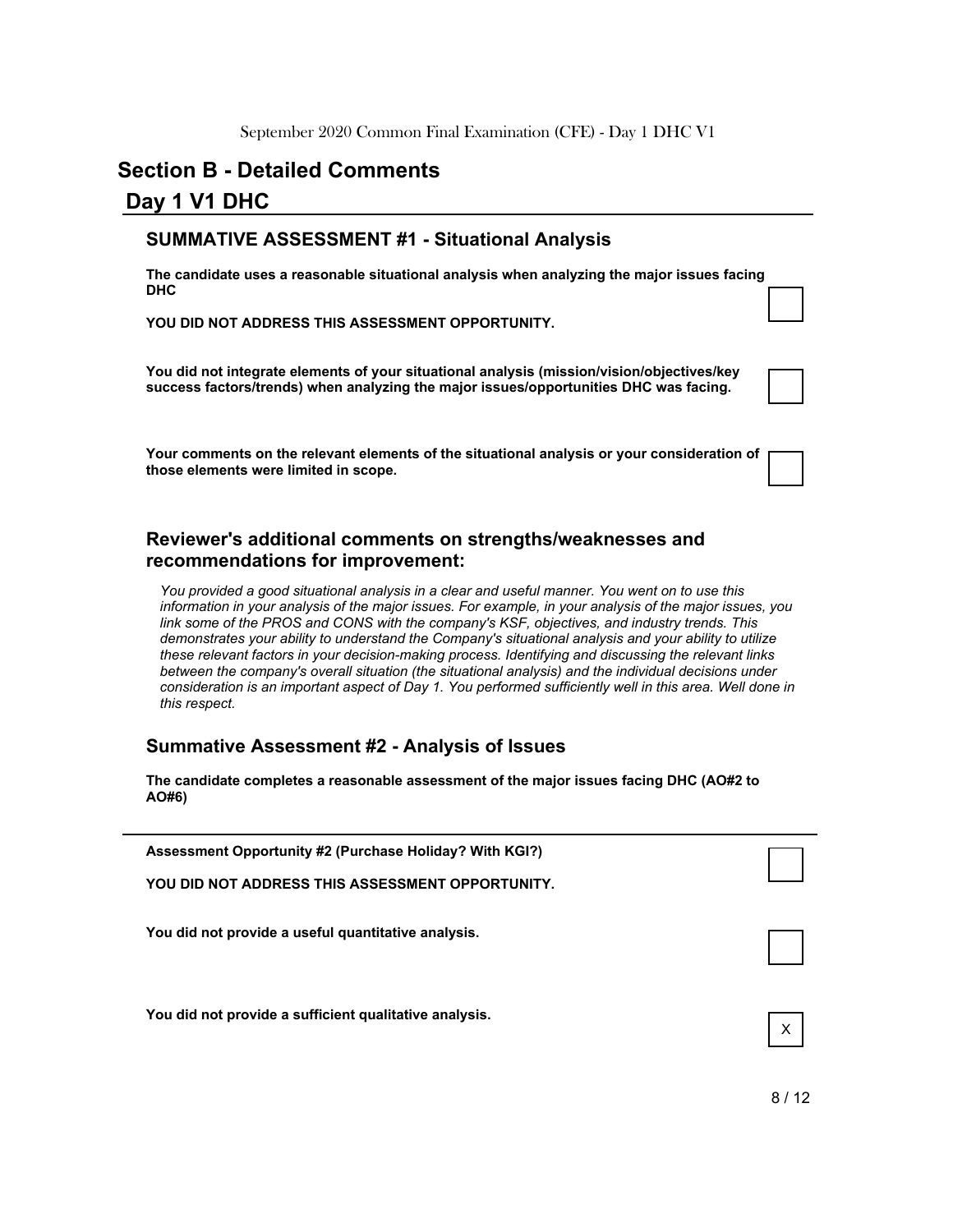September 2020 Common Final Examination (CFE) - Day 1 DHC V1

## Section B - Detailed Comments

## Day 1 V1 DHC

### SUMMATIVE ASSESSMENT #1 - Situational Analysis

**The candidate uses a reasonable situational analysis when analyzing the major issues facing DHC**

| | |
|---|---|
| **YOU DID NOT ADDRESS THIS ASSESSMENT OPPORTUNITY.** | |
| **You did not integrate elements of your situational analysis (mission/vision/objectives/key success factors/trends) when analyzing the major issues/opportunities DHC was facing.** | |
| **Your comments on the relevant elements of the situational analysis or your consideration of those elements were limited in scope.** | |

### Reviewer's additional comments on strengths/weaknesses and recommendations for improvement:

*You provided a good situational analysis in a clear and useful manner. You went on to use this information in your analysis of the major issues. For example, in your analysis of the major issues, you link some of the PROS and CONS with the company's KSF, objectives, and industry trends. This demonstrates your ability to understand the Company's situational analysis and your ability to utilize these relevant factors in your decision-making process. Identifying and discussing the relevant links between the company's overall situation (the situational analysis) and the individual decisions under consideration is an important aspect of Day 1. You performed sufficiently well in this area. Well done in this respect.*

### Summative Assessment #2 - Analysis of Issues

**The candidate completes a reasonable assessment of the major issues facing DHC (AO#2 to AO#6)**

**Assessment Opportunity #2 (Purchase Holiday? With KGI?)**

| | |
|---|---|
| **YOU DID NOT ADDRESS THIS ASSESSMENT OPPORTUNITY.** | |
| **You did not provide a useful quantitative analysis.** | |
| **You did not provide a sufficient qualitative analysis.** | X |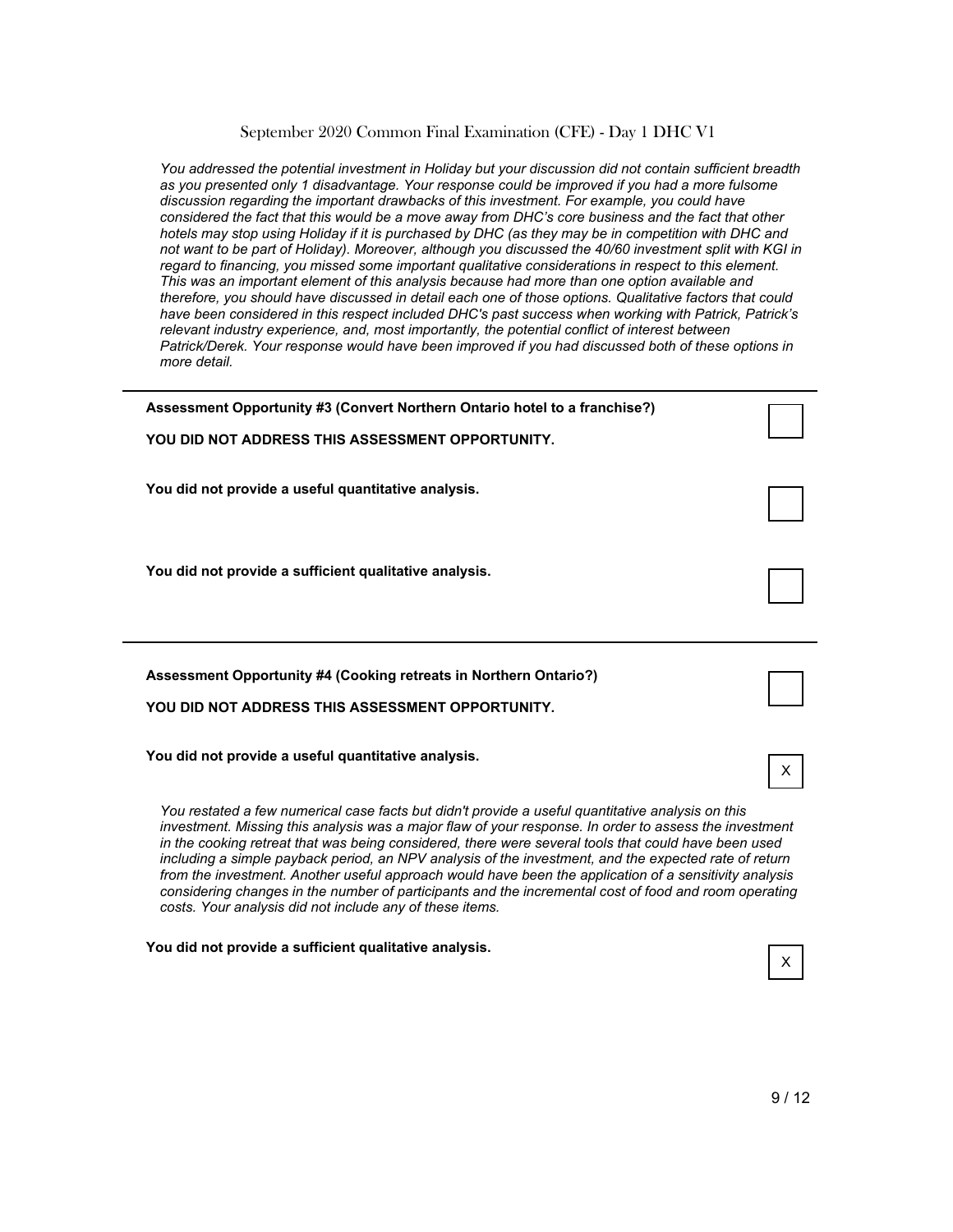*You addressed the potential investment in Holiday but your discussion did not contain sufficient breadth as you presented only 1 disadvantage. Your response could be improved if you had a more fulsome discussion regarding the important drawbacks of this investment. For example, you could have considered the fact that this would be a move away from DHC's core business and the fact that other hotels may stop using Holiday if it is purchased by DHC (as they may be in competition with DHC and not want to be part of Holiday). Moreover, although you discussed the 40/60 investment split with KGI in regard to financing, you missed some important qualitative considerations in respect to this element. This was an important element of this analysis because had more than one option available and therefore, you should have discussed in detail each one of those options. Qualitative factors that could have been considered in this respect included DHC's past success when working with Patrick, Patrick's relevant industry experience, and, most importantly, the potential conflict of interest between Patrick/Derek. Your response would have been improved if you had discussed both of these options in more detail.*

---

**Assessment Opportunity #3 (Convert Northern Ontario hotel to a franchise?)** [ ]

**YOU DID NOT ADDRESS THIS ASSESSMENT OPPORTUNITY.**

**You did not provide a useful quantitative analysis.** [ ]

**You did not provide a sufficient qualitative analysis.** [ ]

---

**Assessment Opportunity #4 (Cooking retreats in Northern Ontario?)** [ ]

**YOU DID NOT ADDRESS THIS ASSESSMENT OPPORTUNITY.**

**You did not provide a useful quantitative analysis.** [X]

*You restated a few numerical case facts but didn't provide a useful quantitative analysis on this investment. Missing this analysis was a major flaw of your response. In order to assess the investment in the cooking retreat that was being considered, there were several tools that could have been used including a simple payback period, an NPV analysis of the investment, and the expected rate of return from the investment. Another useful approach would have been the application of a sensitivity analysis considering changes in the number of participants and the incremental cost of food and room operating costs. Your analysis did not include any of these items.*

**You did not provide a sufficient qualitative analysis.** [X]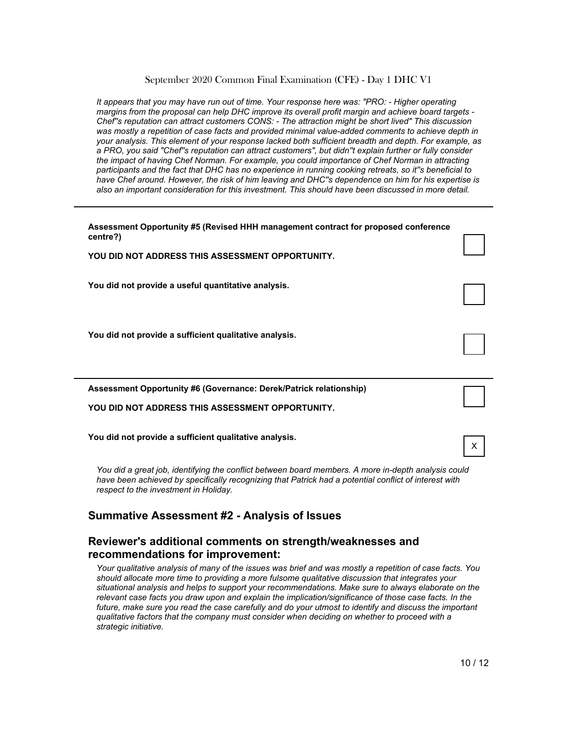*It appears that you may have run out of time. Your response here was: "PRO: - Higher operating margins from the proposal can help DHC improve its overall profit margin and achieve board targets - Chef''s reputation can attract customers CONS: - The attraction might be short lived" This discussion was mostly a repetition of case facts and provided minimal value-added comments to achieve depth in your analysis. This element of your response lacked both sufficient breadth and depth. For example, as a PRO, you said "Chef''s reputation can attract customers", but didn''t explain further or fully consider the impact of having Chef Norman. For example, you could importance of Chef Norman in attracting participants and the fact that DHC has no experience in running cooking retreats, so it''s beneficial to have Chef around. However, the risk of him leaving and DHC''s dependence on him for his expertise is also an important consideration for this investment. This should have been discussed in more detail.*

---

**Assessment Opportunity #5 (Revised HHH management contract for proposed conference centre?)** ☐

**YOU DID NOT ADDRESS THIS ASSESSMENT OPPORTUNITY.**

**You did not provide a useful quantitative analysis.** ☐

**You did not provide a sufficient qualitative analysis.** ☐

---

**Assessment Opportunity #6 (Governance: Derek/Patrick relationship)** ☐

**YOU DID NOT ADDRESS THIS ASSESSMENT OPPORTUNITY.**

**You did not provide a sufficient qualitative analysis.** X

*You did a great job, identifying the conflict between board members. A more in-depth analysis could have been achieved by specifically recognizing that Patrick had a potential conflict of interest with respect to the investment in Holiday.*

## Summative Assessment #2 - Analysis of Issues

## Reviewer's additional comments on strength/weaknesses and recommendations for improvement:

*Your qualitative analysis of many of the issues was brief and was mostly a repetition of case facts. You should allocate more time to providing a more fulsome qualitative discussion that integrates your situational analysis and helps to support your recommendations. Make sure to always elaborate on the relevant case facts you draw upon and explain the implication/significance of those case facts. In the future, make sure you read the case carefully and do your utmost to identify and discuss the important qualitative factors that the company must consider when deciding on whether to proceed with a strategic initiative.*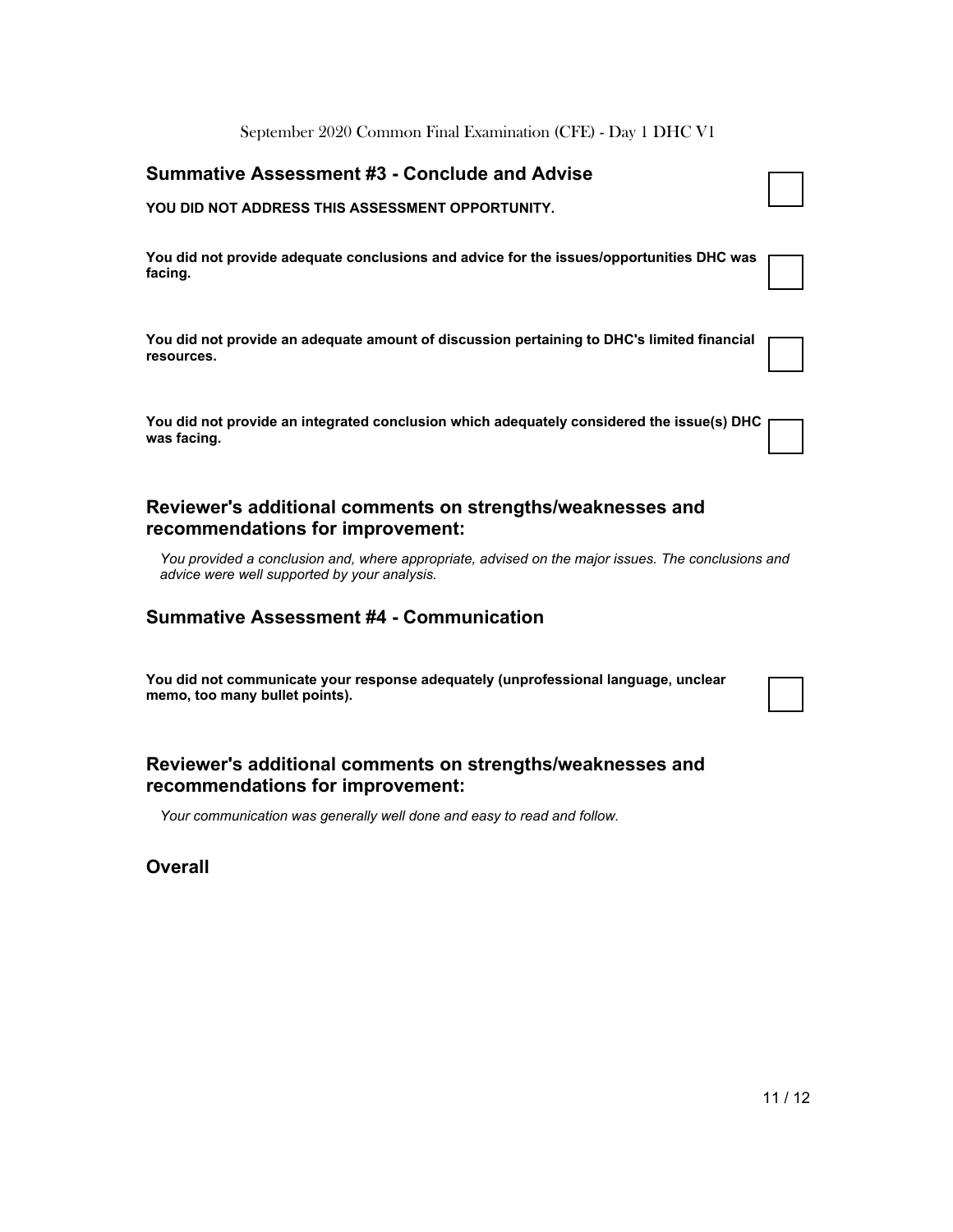## Summative Assessment #3 - Conclude and Advise

**YOU DID NOT ADDRESS THIS ASSESSMENT OPPORTUNITY.**

**You did not provide adequate conclusions and advice for the issues/opportunities DHC was facing.**

**You did not provide an adequate amount of discussion pertaining to DHC's limited financial resources.**

**You did not provide an integrated conclusion which adequately considered the issue(s) DHC was facing.**

### Reviewer's additional comments on strengths/weaknesses and recommendations for improvement:

*You provided a conclusion and, where appropriate, advised on the major issues. The conclusions and advice were well supported by your analysis.*

## Summative Assessment #4 - Communication

**You did not communicate your response adequately (unprofessional language, unclear memo, too many bullet points).**

### Reviewer's additional comments on strengths/weaknesses and recommendations for improvement:

*Your communication was generally well done and easy to read and follow.*

## Overall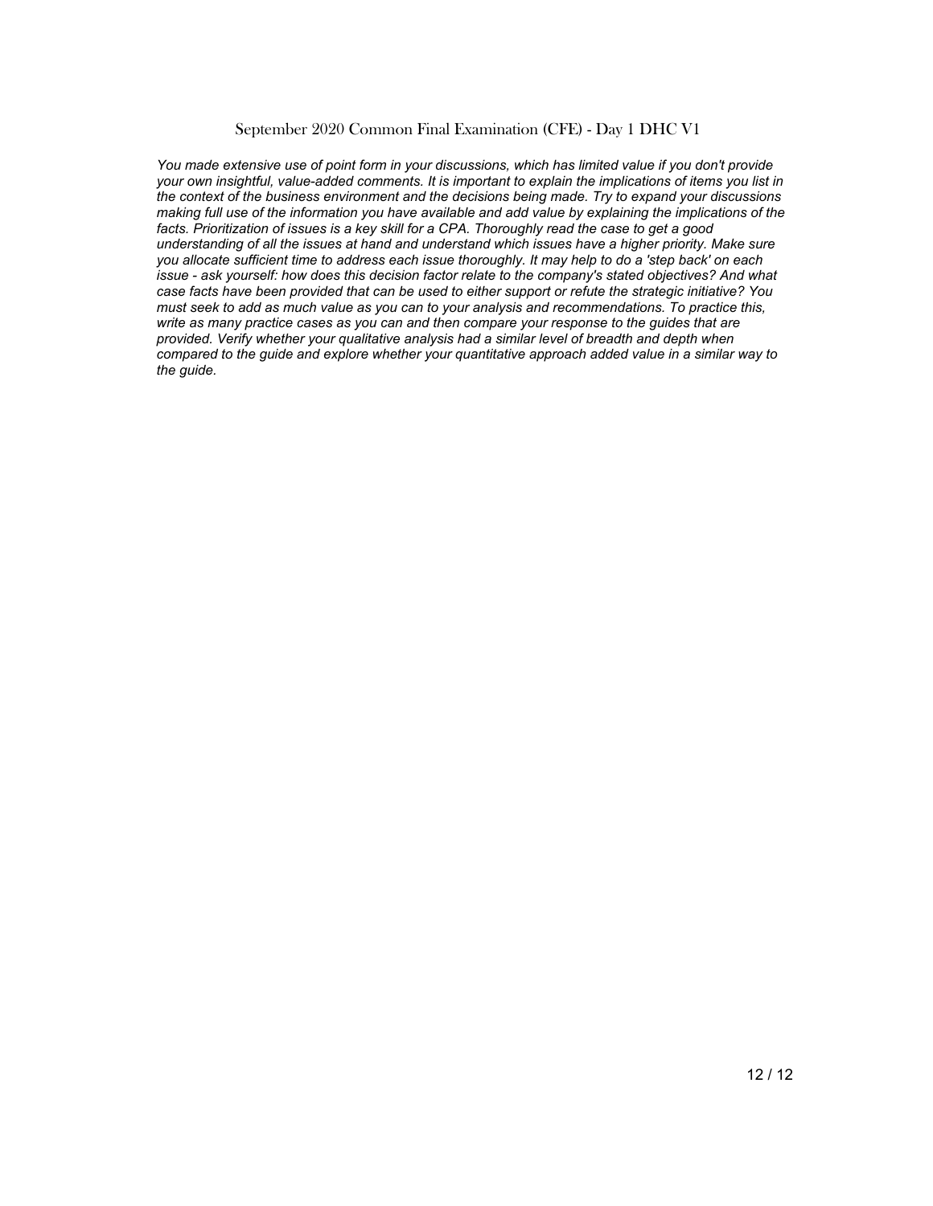*You made extensive use of point form in your discussions, which has limited value if you don't provide your own insightful, value-added comments. It is important to explain the implications of items you list in the context of the business environment and the decisions being made. Try to expand your discussions making full use of the information you have available and add value by explaining the implications of the facts. Prioritization of issues is a key skill for a CPA. Thoroughly read the case to get a good understanding of all the issues at hand and understand which issues have a higher priority. Make sure you allocate sufficient time to address each issue thoroughly. It may help to do a 'step back' on each issue - ask yourself: how does this decision factor relate to the company's stated objectives? And what case facts have been provided that can be used to either support or refute the strategic initiative? You must seek to add as much value as you can to your analysis and recommendations. To practice this, write as many practice cases as you can and then compare your response to the guides that are provided. Verify whether your qualitative analysis had a similar level of breadth and depth when compared to the guide and explore whether your quantitative approach added value in a similar way to the guide.*